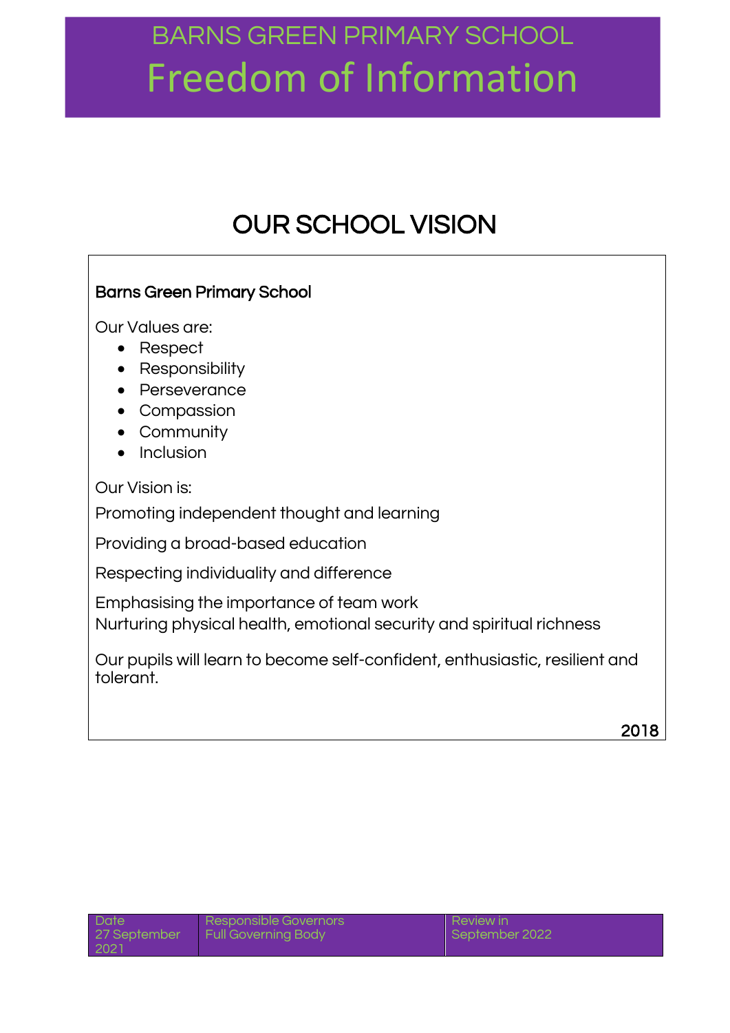# BARNS GREEN PRIMARY SCHOOL

# Freedom of Information

## OUR SCHOOL VISION

**Barns Green Primary School**

Our Values are:

- Respect
- Responsibility
- Perseverance
- Compassion
- Community
- Inclusion

Our Vision is:

Promoting independent thought and learning

Providing a broad-based education

Respecting individuality and difference

Emphasising the importance of team work
Nurturing physical health, emotional security and spiritual richness

Our pupils will learn to become self-confident, enthusiastic, resilient and tolerant.

2018

| Date | Responsible Governors | Review in |
|---|---|---|
| 27 September 2021 | Full Governing Body | September 2022 |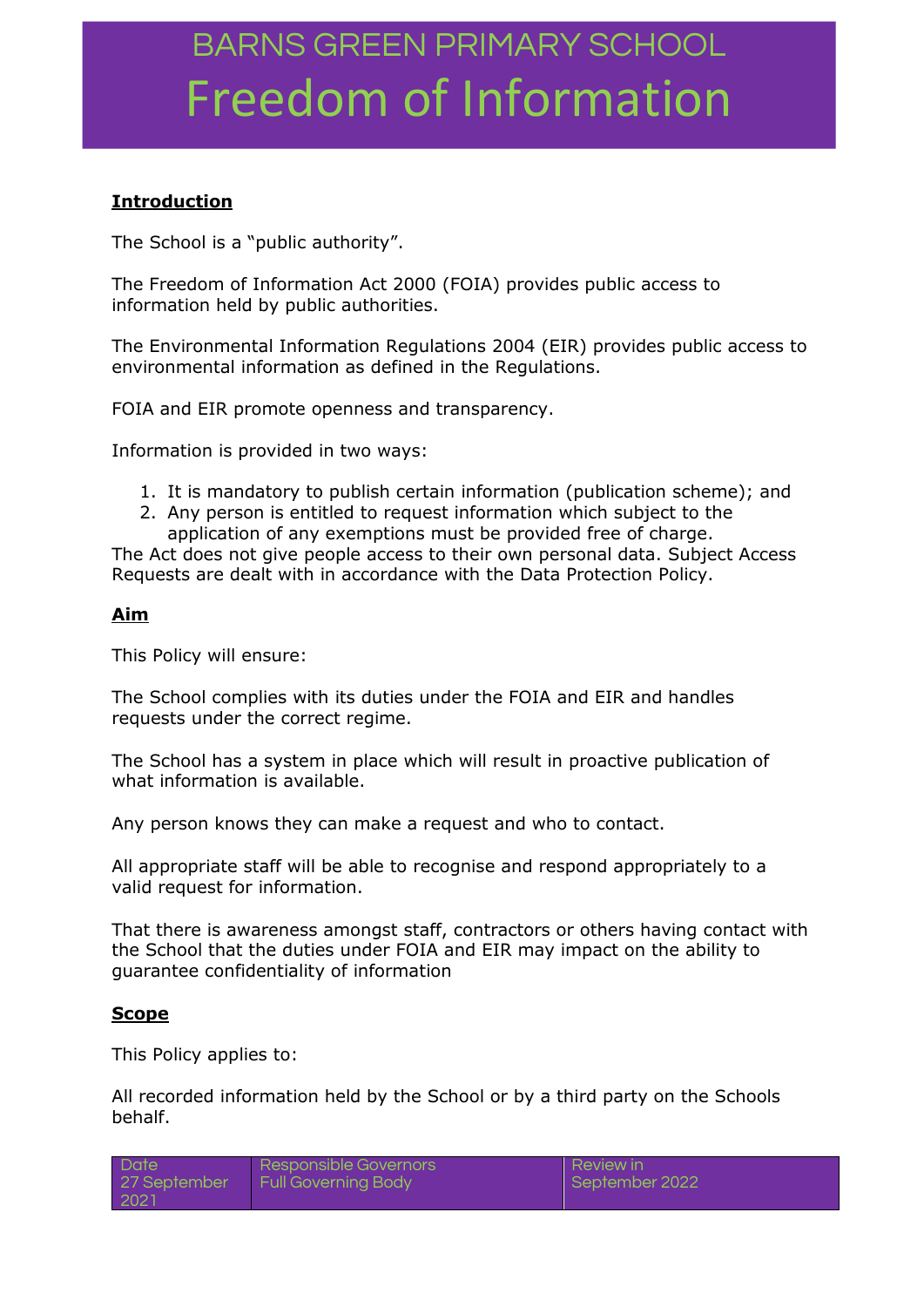# BARNS GREEN PRIMARY SCHOOL
# Freedom of Information

**Introduction**

The School is a "public authority".

The Freedom of Information Act 2000 (FOIA) provides public access to information held by public authorities.

The Environmental Information Regulations 2004 (EIR) provides public access to environmental information as defined in the Regulations.

FOIA and EIR promote openness and transparency.

Information is provided in two ways:

1. It is mandatory to publish certain information (publication scheme); and
2. Any person is entitled to request information which subject to the application of any exemptions must be provided free of charge.

The Act does not give people access to their own personal data. Subject Access Requests are dealt with in accordance with the Data Protection Policy.

**Aim**

This Policy will ensure:

The School complies with its duties under the FOIA and EIR and handles requests under the correct regime.

The School has a system in place which will result in proactive publication of what information is available.

Any person knows they can make a request and who to contact.

All appropriate staff will be able to recognise and respond appropriately to a valid request for information.

That there is awareness amongst staff, contractors or others having contact with the School that the duties under FOIA and EIR may impact on the ability to guarantee confidentiality of information

**Scope**

This Policy applies to:

All recorded information held by the School or by a third party on the Schools behalf.

| Date 27 September 2021 | Responsible Governors Full Governing Body | Review in September 2022 |
|---|---|---|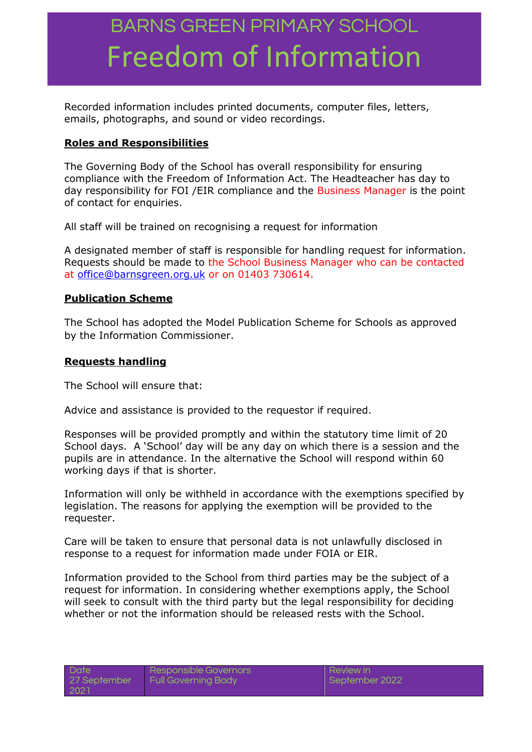Recorded information includes printed documents, computer files, letters, emails, photographs, and sound or video recordings.

**Roles and Responsibilities**

The Governing Body of the School has overall responsibility for ensuring compliance with the Freedom of Information Act. The Headteacher has day to day responsibility for FOI /EIR compliance and the Business Manager is the point of contact for enquiries.

All staff will be trained on recognising a request for information

A designated member of staff is responsible for handling request for information. Requests should be made to the School Business Manager who can be contacted at office@barnsgreen.org.uk or on 01403 730614.

**Publication Scheme**

The School has adopted the Model Publication Scheme for Schools as approved by the Information Commissioner.

**Requests handling**

The School will ensure that:

Advice and assistance is provided to the requestor if required.

Responses will be provided promptly and within the statutory time limit of 20 School days. A 'School' day will be any day on which there is a session and the pupils are in attendance. In the alternative the School will respond within 60 working days if that is shorter.

Information will only be withheld in accordance with the exemptions specified by legislation. The reasons for applying the exemption will be provided to the requester.

Care will be taken to ensure that personal data is not unlawfully disclosed in response to a request for information made under FOIA or EIR.

Information provided to the School from third parties may be the subject of a request for information. In considering whether exemptions apply, the School will seek to consult with the third party but the legal responsibility for deciding whether or not the information should be released rests with the School.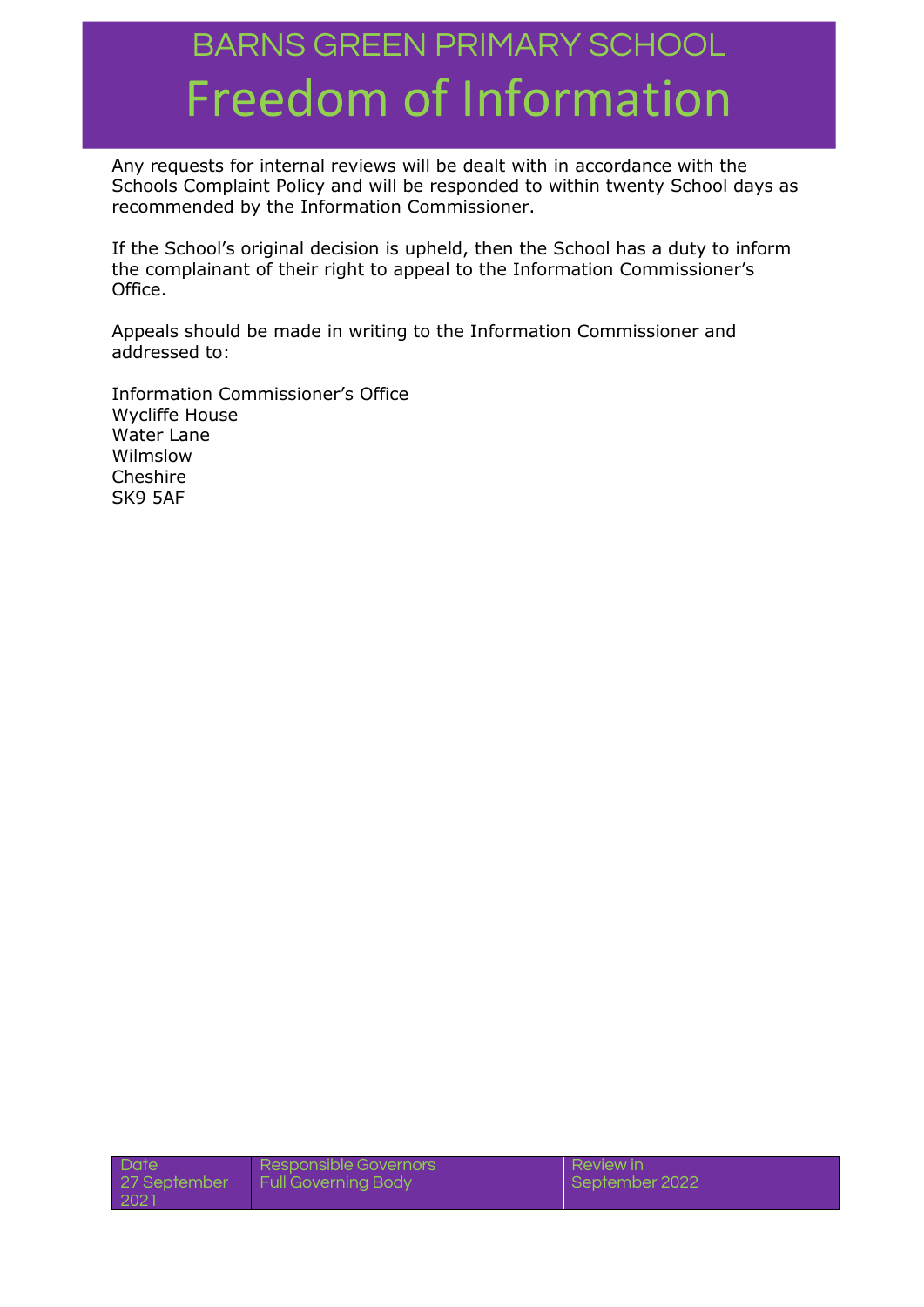Any requests for internal reviews will be dealt with in accordance with the Schools Complaint Policy and will be responded to within twenty School days as recommended by the Information Commissioner.

If the School's original decision is upheld, then the School has a duty to inform the complainant of their right to appeal to the Information Commissioner's Office.

Appeals should be made in writing to the Information Commissioner and addressed to:

Information Commissioner's Office
Wycliffe House
Water Lane
Wilmslow
Cheshire
SK9 5AF

| | | |
|---|---|---|
| Date<br>27 September 2021 | Responsible Governors<br>Full Governing Body | Review in<br>September 2022 |